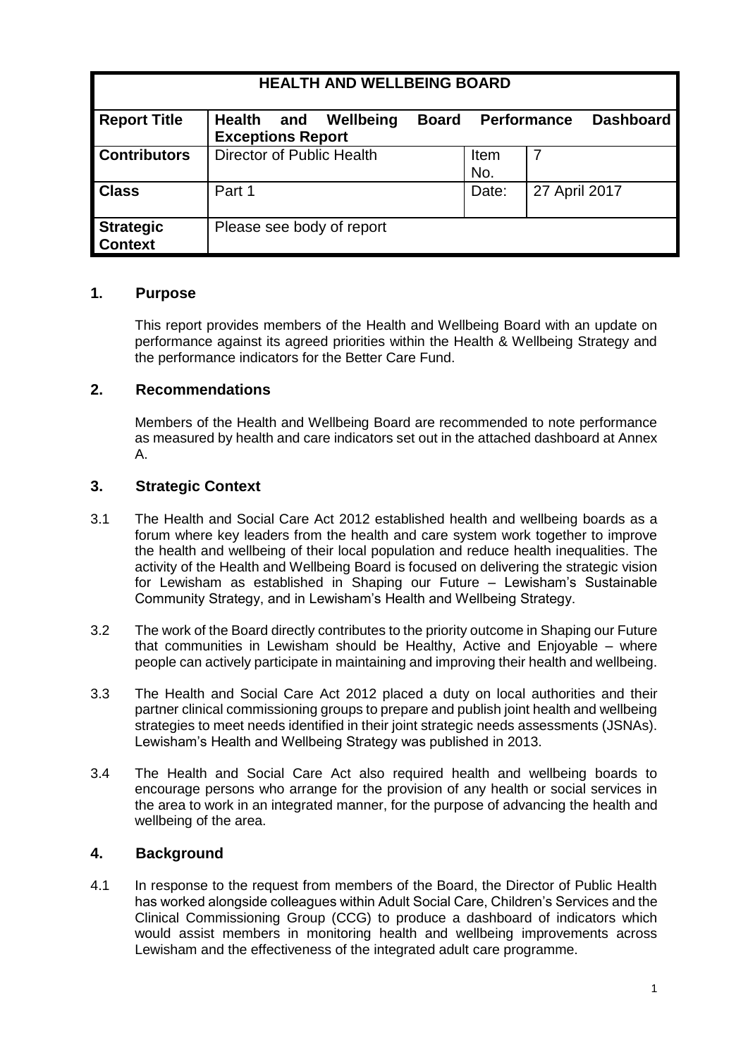| HEALTH AND WELLBEING BOARD | | | |
|---|---|---|---|
| **Report Title** | **Health and Wellbeing Board Performance Dashboard Exceptions Report** | | |
| **Contributors** | Director of Public Health | Item No. | 7 |
| **Class** | Part 1 | Date: | 27 April 2017 |
| **Strategic Context** | Please see body of report | | |

## 1. Purpose

This report provides members of the Health and Wellbeing Board with an update on performance against its agreed priorities within the Health & Wellbeing Strategy and the performance indicators for the Better Care Fund.

## 2. Recommendations

Members of the Health and Wellbeing Board are recommended to note performance as measured by health and care indicators set out in the attached dashboard at Annex A.

## 3. Strategic Context

3.1 The Health and Social Care Act 2012 established health and wellbeing boards as a forum where key leaders from the health and care system work together to improve the health and wellbeing of their local population and reduce health inequalities. The activity of the Health and Wellbeing Board is focused on delivering the strategic vision for Lewisham as established in Shaping our Future – Lewisham's Sustainable Community Strategy, and in Lewisham's Health and Wellbeing Strategy.

3.2 The work of the Board directly contributes to the priority outcome in Shaping our Future that communities in Lewisham should be Healthy, Active and Enjoyable – where people can actively participate in maintaining and improving their health and wellbeing.

3.3 The Health and Social Care Act 2012 placed a duty on local authorities and their partner clinical commissioning groups to prepare and publish joint health and wellbeing strategies to meet needs identified in their joint strategic needs assessments (JSNAs). Lewisham's Health and Wellbeing Strategy was published in 2013.

3.4 The Health and Social Care Act also required health and wellbeing boards to encourage persons who arrange for the provision of any health or social services in the area to work in an integrated manner, for the purpose of advancing the health and wellbeing of the area.

## 4. Background

4.1 In response to the request from members of the Board, the Director of Public Health has worked alongside colleagues within Adult Social Care, Children's Services and the Clinical Commissioning Group (CCG) to produce a dashboard of indicators which would assist members in monitoring health and wellbeing improvements across Lewisham and the effectiveness of the integrated adult care programme.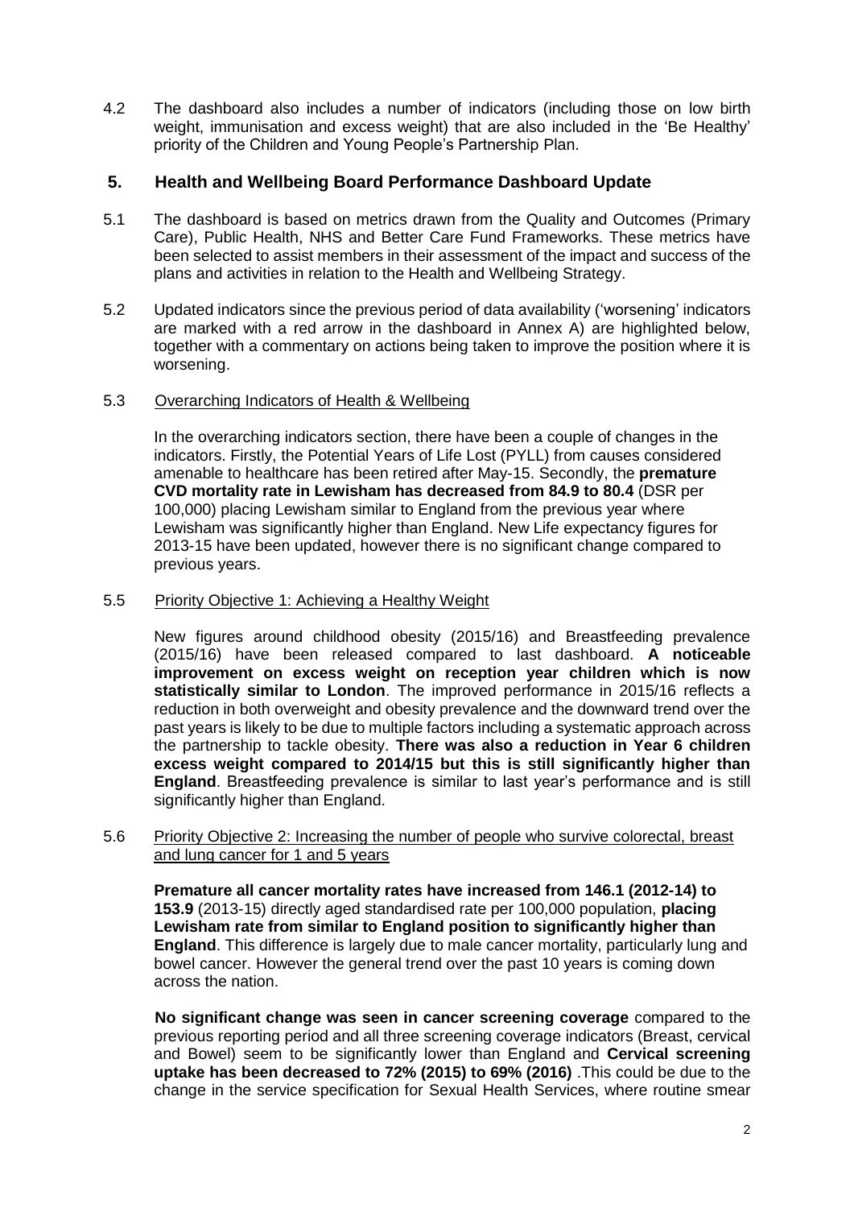4.2 The dashboard also includes a number of indicators (including those on low birth weight, immunisation and excess weight) that are also included in the 'Be Healthy' priority of the Children and Young People's Partnership Plan.

## 5. Health and Wellbeing Board Performance Dashboard Update

5.1 The dashboard is based on metrics drawn from the Quality and Outcomes (Primary Care), Public Health, NHS and Better Care Fund Frameworks. These metrics have been selected to assist members in their assessment of the impact and success of the plans and activities in relation to the Health and Wellbeing Strategy.

5.2 Updated indicators since the previous period of data availability ('worsening' indicators are marked with a red arrow in the dashboard in Annex A) are highlighted below, together with a commentary on actions being taken to improve the position where it is worsening.

5.3 Overarching Indicators of Health & Wellbeing

In the overarching indicators section, there have been a couple of changes in the indicators. Firstly, the Potential Years of Life Lost (PYLL) from causes considered amenable to healthcare has been retired after May-15. Secondly, the **premature CVD mortality rate in Lewisham has decreased from 84.9 to 80.4** (DSR per 100,000) placing Lewisham similar to England from the previous year where Lewisham was significantly higher than England. New Life expectancy figures for 2013-15 have been updated, however there is no significant change compared to previous years.

5.5 Priority Objective 1: Achieving a Healthy Weight

New figures around childhood obesity (2015/16) and Breastfeeding prevalence (2015/16) have been released compared to last dashboard. **A noticeable improvement on excess weight on reception year children which is now statistically similar to London**. The improved performance in 2015/16 reflects a reduction in both overweight and obesity prevalence and the downward trend over the past years is likely to be due to multiple factors including a systematic approach across the partnership to tackle obesity. **There was also a reduction in Year 6 children excess weight compared to 2014/15 but this is still significantly higher than England**. Breastfeeding prevalence is similar to last year's performance and is still significantly higher than England.

5.6 Priority Objective 2: Increasing the number of people who survive colorectal, breast and lung cancer for 1 and 5 years

**Premature all cancer mortality rates have increased from 146.1 (2012-14) to 153.9** (2013-15) directly aged standardised rate per 100,000 population, **placing Lewisham rate from similar to England position to significantly higher than England**. This difference is largely due to male cancer mortality, particularly lung and bowel cancer. However the general trend over the past 10 years is coming down across the nation.

**No significant change was seen in cancer screening coverage** compared to the previous reporting period and all three screening coverage indicators (Breast, cervical and Bowel) seem to be significantly lower than England and **Cervical screening uptake has been decreased to 72% (2015) to 69% (2016)** .This could be due to the change in the service specification for Sexual Health Services, where routine smear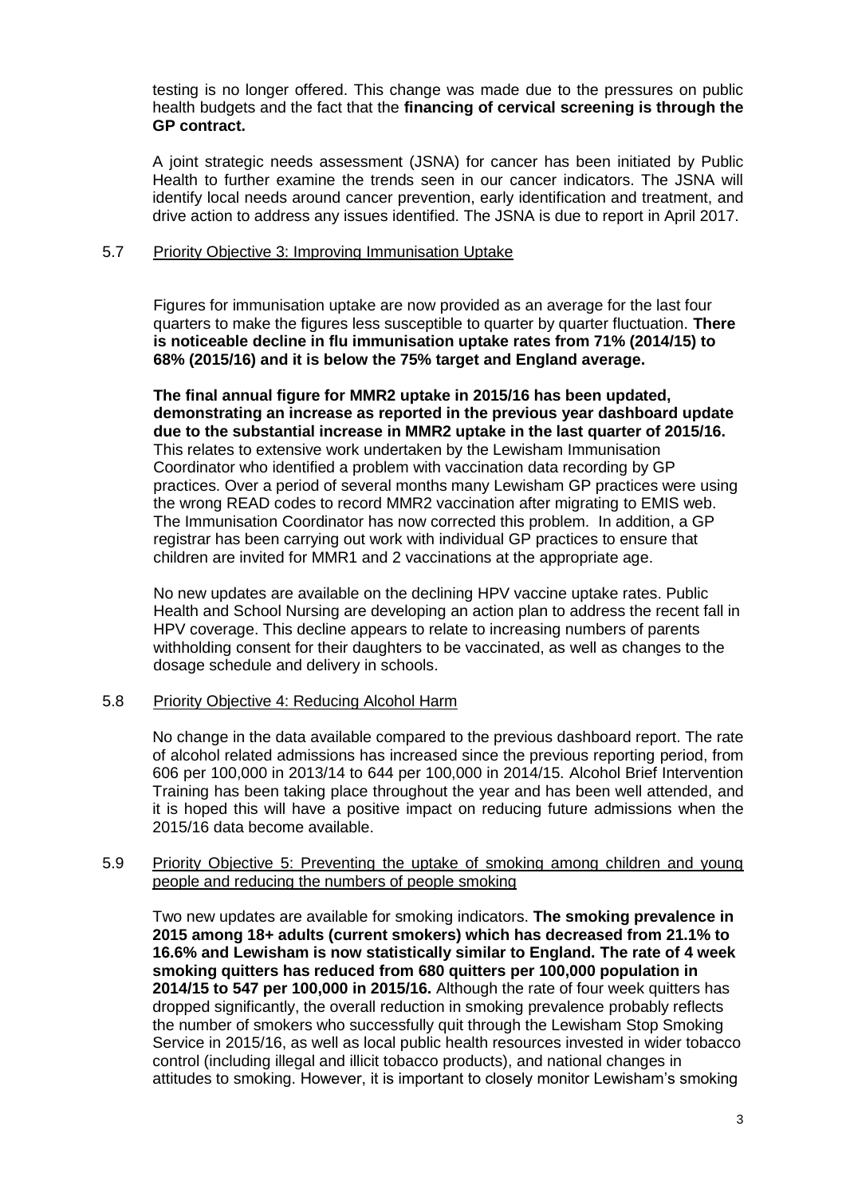testing is no longer offered. This change was made due to the pressures on public health budgets and the fact that the **financing of cervical screening is through the GP contract.**

A joint strategic needs assessment (JSNA) for cancer has been initiated by Public Health to further examine the trends seen in our cancer indicators. The JSNA will identify local needs around cancer prevention, early identification and treatment, and drive action to address any issues identified. The JSNA is due to report in April 2017.

5.7 Priority Objective 3: Improving Immunisation Uptake

Figures for immunisation uptake are now provided as an average for the last four quarters to make the figures less susceptible to quarter by quarter fluctuation. **There is noticeable decline in flu immunisation uptake rates from 71% (2014/15) to 68% (2015/16) and it is below the 75% target and England average.**

**The final annual figure for MMR2 uptake in 2015/16 has been updated, demonstrating an increase as reported in the previous year dashboard update due to the substantial increase in MMR2 uptake in the last quarter of 2015/16.** This relates to extensive work undertaken by the Lewisham Immunisation Coordinator who identified a problem with vaccination data recording by GP practices. Over a period of several months many Lewisham GP practices were using the wrong READ codes to record MMR2 vaccination after migrating to EMIS web. The Immunisation Coordinator has now corrected this problem. In addition, a GP registrar has been carrying out work with individual GP practices to ensure that children are invited for MMR1 and 2 vaccinations at the appropriate age.

No new updates are available on the declining HPV vaccine uptake rates. Public Health and School Nursing are developing an action plan to address the recent fall in HPV coverage. This decline appears to relate to increasing numbers of parents withholding consent for their daughters to be vaccinated, as well as changes to the dosage schedule and delivery in schools.

5.8 Priority Objective 4: Reducing Alcohol Harm

No change in the data available compared to the previous dashboard report. The rate of alcohol related admissions has increased since the previous reporting period, from 606 per 100,000 in 2013/14 to 644 per 100,000 in 2014/15. Alcohol Brief Intervention Training has been taking place throughout the year and has been well attended, and it is hoped this will have a positive impact on reducing future admissions when the 2015/16 data become available.

5.9 Priority Objective 5: Preventing the uptake of smoking among children and young people and reducing the numbers of people smoking

Two new updates are available for smoking indicators. **The smoking prevalence in 2015 among 18+ adults (current smokers) which has decreased from 21.1% to 16.6% and Lewisham is now statistically similar to England. The rate of 4 week smoking quitters has reduced from 680 quitters per 100,000 population in 2014/15 to 547 per 100,000 in 2015/16.** Although the rate of four week quitters has dropped significantly, the overall reduction in smoking prevalence probably reflects the number of smokers who successfully quit through the Lewisham Stop Smoking Service in 2015/16, as well as local public health resources invested in wider tobacco control (including illegal and illicit tobacco products), and national changes in attitudes to smoking. However, it is important to closely monitor Lewisham's smoking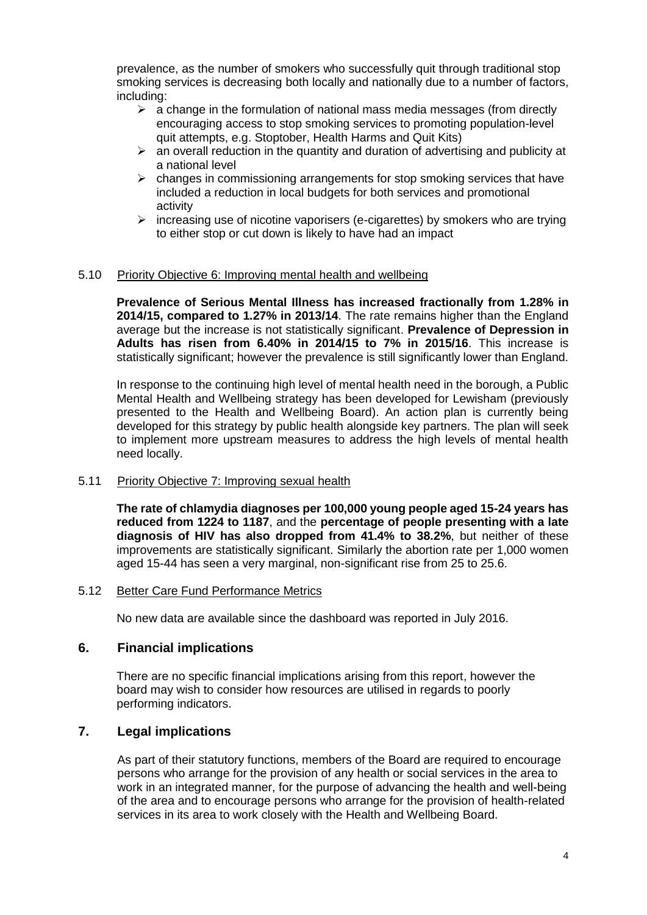prevalence, as the number of smokers who successfully quit through traditional stop smoking services is decreasing both locally and nationally due to a number of factors, including:

- a change in the formulation of national mass media messages (from directly encouraging access to stop smoking services to promoting population-level quit attempts, e.g. Stoptober, Health Harms and Quit Kits)
- an overall reduction in the quantity and duration of advertising and publicity at a national level
- changes in commissioning arrangements for stop smoking services that have included a reduction in local budgets for both services and promotional activity
- increasing use of nicotine vaporisers (e-cigarettes) by smokers who are trying to either stop or cut down is likely to have had an impact

5.10 Priority Objective 6: Improving mental health and wellbeing

**Prevalence of Serious Mental Illness has increased fractionally from 1.28% in 2014/15, compared to 1.27% in 2013/14**. The rate remains higher than the England average but the increase is not statistically significant. **Prevalence of Depression in Adults has risen from 6.40% in 2014/15 to 7% in 2015/16**. This increase is statistically significant; however the prevalence is still significantly lower than England.

In response to the continuing high level of mental health need in the borough, a Public Mental Health and Wellbeing strategy has been developed for Lewisham (previously presented to the Health and Wellbeing Board). An action plan is currently being developed for this strategy by public health alongside key partners. The plan will seek to implement more upstream measures to address the high levels of mental health need locally.

5.11 Priority Objective 7: Improving sexual health

**The rate of chlamydia diagnoses per 100,000 young people aged 15-24 years has reduced from 1224 to 1187**, and the **percentage of people presenting with a late diagnosis of HIV has also dropped from 41.4% to 38.2%**, but neither of these improvements are statistically significant. Similarly the abortion rate per 1,000 women aged 15-44 has seen a very marginal, non-significant rise from 25 to 25.6.

5.12 Better Care Fund Performance Metrics

No new data are available since the dashboard was reported in July 2016.

## 6. Financial implications

There are no specific financial implications arising from this report, however the board may wish to consider how resources are utilised in regards to poorly performing indicators.

## 7. Legal implications

As part of their statutory functions, members of the Board are required to encourage persons who arrange for the provision of any health or social services in the area to work in an integrated manner, for the purpose of advancing the health and well-being of the area and to encourage persons who arrange for the provision of health-related services in its area to work closely with the Health and Wellbeing Board.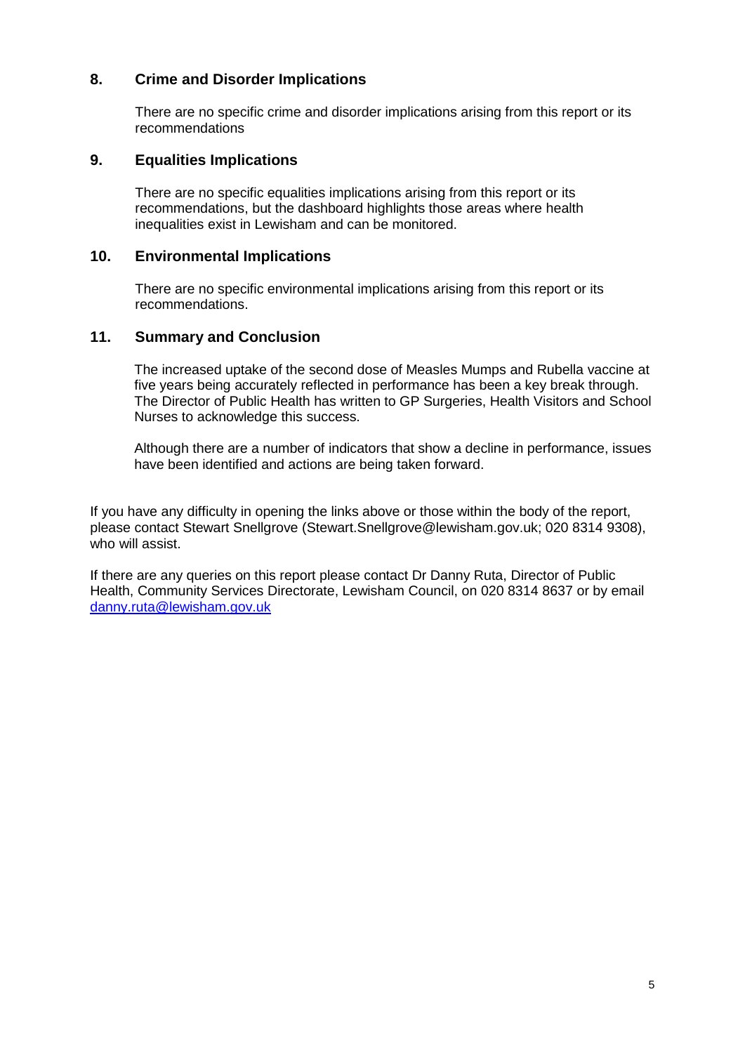## 8. Crime and Disorder Implications

There are no specific crime and disorder implications arising from this report or its recommendations

## 9. Equalities Implications

There are no specific equalities implications arising from this report or its recommendations, but the dashboard highlights those areas where health inequalities exist in Lewisham and can be monitored.

## 10. Environmental Implications

There are no specific environmental implications arising from this report or its recommendations.

## 11. Summary and Conclusion

The increased uptake of the second dose of Measles Mumps and Rubella vaccine at five years being accurately reflected in performance has been a key break through. The Director of Public Health has written to GP Surgeries, Health Visitors and School Nurses to acknowledge this success.

Although there are a number of indicators that show a decline in performance, issues have been identified and actions are being taken forward.

If you have any difficulty in opening the links above or those within the body of the report, please contact Stewart Snellgrove (Stewart.Snellgrove@lewisham.gov.uk; 020 8314 9308), who will assist.

If there are any queries on this report please contact Dr Danny Ruta, Director of Public Health, Community Services Directorate, Lewisham Council, on 020 8314 8637 or by email [danny.ruta@lewisham.gov.uk](mailto:danny.ruta@lewisham.gov.uk)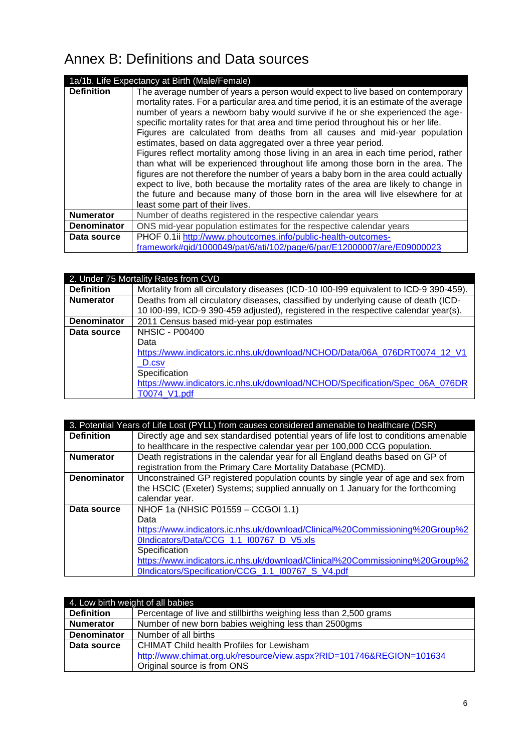# Annex B: Definitions and Data sources

| 1a/1b. Life Expectancy at Birth (Male/Female) | |
|---|---|
| **Definition** | The average number of years a person would expect to live based on contemporary mortality rates. For a particular area and time period, it is an estimate of the average number of years a newborn baby would survive if he or she experienced the age-specific mortality rates for that area and time period throughout his or her life. Figures are calculated from deaths from all causes and mid-year population estimates, based on data aggregated over a three year period. Figures reflect mortality among those living in an area in each time period, rather than what will be experienced throughout life among those born in the area. The figures are not therefore the number of years a baby born in the area could actually expect to live, both because the mortality rates of the area are likely to change in the future and because many of those born in the area will live elsewhere for at least some part of their lives. |
| **Numerator** | Number of deaths registered in the respective calendar years |
| **Denominator** | ONS mid-year population estimates for the respective calendar years |
| **Data source** | PHOF 0.1ii http://www.phoutcomes.info/public-health-outcomes-framework#gid/1000049/pat/6/ati/102/page/6/par/E12000007/are/E09000023 |

| 2. Under 75 Mortality Rates from CVD | |
|---|---|
| **Definition** | Mortality from all circulatory diseases (ICD-10 I00-I99 equivalent to ICD-9 390-459). |
| **Numerator** | Deaths from all circulatory diseases, classified by underlying cause of death (ICD-10 I00-I99, ICD-9 390-459 adjusted), registered in the respective calendar year(s). |
| **Denominator** | 2011 Census based mid-year pop estimates |
| **Data source** | NHSIC - P00400<br>Data<br>https://www.indicators.ic.nhs.uk/download/NCHOD/Data/06A_076DRT0074_12_V1_D.csv<br>Specification<br>https://www.indicators.ic.nhs.uk/download/NCHOD/Specification/Spec_06A_076DRT0074_V1.pdf |

| 3. Potential Years of Life Lost (PYLL) from causes considered amenable to healthcare (DSR) | |
|---|---|
| **Definition** | Directly age and sex standardised potential years of life lost to conditions amenable to healthcare in the respective calendar year per 100,000 CCG population. |
| **Numerator** | Death registrations in the calendar year for all England deaths based on GP of registration from the Primary Care Mortality Database (PCMD). |
| **Denominator** | Unconstrained GP registered population counts by single year of age and sex from the HSCIC (Exeter) Systems; supplied annually on 1 January for the forthcoming calendar year. |
| **Data source** | NHOF 1a (NHSIC P01559 – CCGOI 1.1)<br>Data<br>https://www.indicators.ic.nhs.uk/download/Clinical%20Commissioning%20Group%20Indicators/Data/CCG_1.1_I00767_D_V5.xls<br>Specification<br>https://www.indicators.ic.nhs.uk/download/Clinical%20Commissioning%20Group%20Indicators/Specification/CCG_1.1_I00767_S_V4.pdf |

| 4. Low birth weight of all babies | |
|---|---|
| **Definition** | Percentage of live and stillbirths weighing less than 2,500 grams |
| **Numerator** | Number of new born babies weighing less than 2500gms |
| **Denominator** | Number of all births |
| **Data source** | CHIMAT Child health Profiles for Lewisham<br>http://www.chimat.org.uk/resource/view.aspx?RID=101746&REGION=101634<br>Original source is from ONS |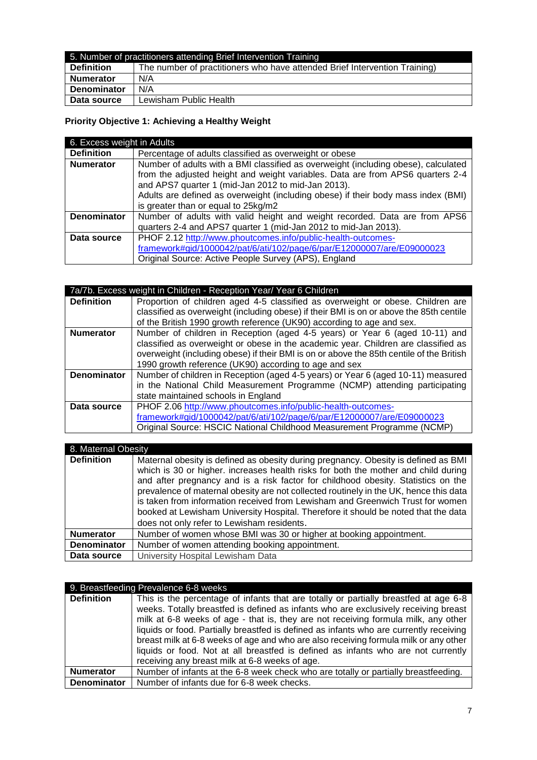| 5. Number of practitioners attending Brief Intervention Training | |
|---|---|
| **Definition** | The number of practitioners who have attended Brief Intervention Training) |
| **Numerator** | N/A |
| **Denominator** | N/A |
| **Data source** | Lewisham Public Health |

**Priority Objective 1: Achieving a Healthy Weight**

| 6. Excess weight in Adults | |
|---|---|
| **Definition** | Percentage of adults classified as overweight or obese |
| **Numerator** | Number of adults with a BMI classified as overweight (including obese), calculated from the adjusted height and weight variables. Data are from APS6 quarters 2-4 and APS7 quarter 1 (mid-Jan 2012 to mid-Jan 2013).<br>Adults are defined as overweight (including obese) if their body mass index (BMI) is greater than or equal to 25kg/m2 |
| **Denominator** | Number of adults with valid height and weight recorded. Data are from APS6 quarters 2-4 and APS7 quarter 1 (mid-Jan 2012 to mid-Jan 2013). |
| **Data source** | PHOF 2.12 http://www.phoutcomes.info/public-health-outcomes-framework#gid/1000042/pat/6/ati/102/page/6/par/E12000007/are/E09000023<br>Original Source: Active People Survey (APS), England |

| 7a/7b. Excess weight in Children - Reception Year/ Year 6 Children | |
|---|---|
| **Definition** | Proportion of children aged 4-5 classified as overweight or obese. Children are classified as overweight (including obese) if their BMI is on or above the 85th centile of the British 1990 growth reference (UK90) according to age and sex. |
| **Numerator** | Number of children in Reception (aged 4-5 years) or Year 6 (aged 10-11) and classified as overweight or obese in the academic year. Children are classified as overweight (including obese) if their BMI is on or above the 85th centile of the British 1990 growth reference (UK90) according to age and sex |
| **Denominator** | Number of children in Reception (aged 4-5 years) or Year 6 (aged 10-11) measured in the National Child Measurement Programme (NCMP) attending participating state maintained schools in England |
| **Data source** | PHOF 2.06 http://www.phoutcomes.info/public-health-outcomes-framework#gid/1000042/pat/6/ati/102/page/6/par/E12000007/are/E09000023<br>Original Source: HSCIC National Childhood Measurement Programme (NCMP) |

| 8. Maternal Obesity | |
|---|---|
| **Definition** | Maternal obesity is defined as obesity during pregnancy. Obesity is defined as BMI which is 30 or higher. increases health risks for both the mother and child during and after pregnancy and is a risk factor for childhood obesity. Statistics on the prevalence of maternal obesity are not collected routinely in the UK, hence this data is taken from information received from Lewisham and Greenwich Trust for women booked at Lewisham University Hospital. Therefore it should be noted that the data does not only refer to Lewisham residents. |
| **Numerator** | Number of women whose BMI was 30 or higher at booking appointment. |
| **Denominator** | Number of women attending booking appointment. |
| **Data source** | University Hospital Lewisham Data |

| 9. Breastfeeding Prevalence 6-8 weeks | |
|---|---|
| **Definition** | This is the percentage of infants that are totally or partially breastfed at age 6-8 weeks. Totally breastfed is defined as infants who are exclusively receiving breast milk at 6-8 weeks of age - that is, they are not receiving formula milk, any other liquids or food. Partially breastfed is defined as infants who are currently receiving breast milk at 6-8 weeks of age and who are also receiving formula milk or any other liquids or food. Not at all breastfed is defined as infants who are not currently receiving any breast milk at 6-8 weeks of age. |
| **Numerator** | Number of infants at the 6-8 week check who are totally or partially breastfeeding. |
| **Denominator** | Number of infants due for 6-8 week checks. |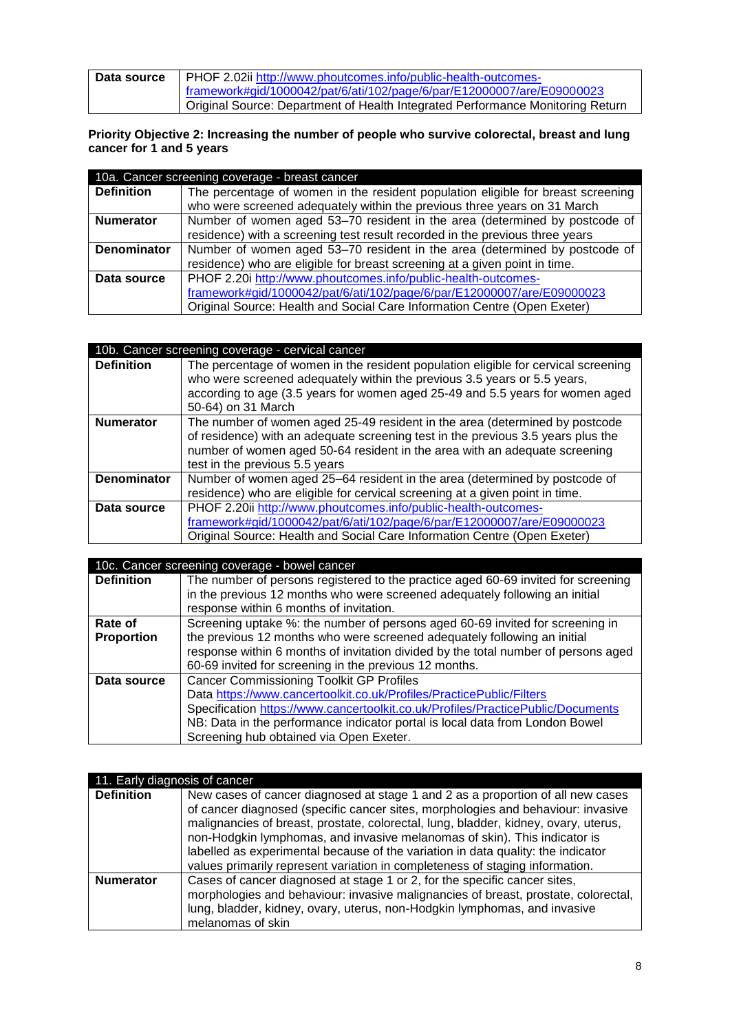| Data source | PHOF 2.02ii http://www.phoutcomes.info/public-health-outcomes-framework#gid/1000042/pat/6/ati/102/page/6/par/E12000007/are/E09000023 Original Source: Department of Health Integrated Performance Monitoring Return |
|---|---|

**Priority Objective 2: Increasing the number of people who survive colorectal, breast and lung cancer for 1 and 5 years**

| 10a. Cancer screening coverage - breast cancer | |
|---|---|
| **Definition** | The percentage of women in the resident population eligible for breast screening who were screened adequately within the previous three years on 31 March |
| **Numerator** | Number of women aged 53–70 resident in the area (determined by postcode of residence) with a screening test result recorded in the previous three years |
| **Denominator** | Number of women aged 53–70 resident in the area (determined by postcode of residence) who are eligible for breast screening at a given point in time. |
| **Data source** | PHOF 2.20i http://www.phoutcomes.info/public-health-outcomes-framework#gid/1000042/pat/6/ati/102/page/6/par/E12000007/are/E09000023 Original Source: Health and Social Care Information Centre (Open Exeter) |

| 10b. Cancer screening coverage - cervical cancer | |
|---|---|
| **Definition** | The percentage of women in the resident population eligible for cervical screening who were screened adequately within the previous 3.5 years or 5.5 years, according to age (3.5 years for women aged 25-49 and 5.5 years for women aged 50-64) on 31 March |
| **Numerator** | The number of women aged 25-49 resident in the area (determined by postcode of residence) with an adequate screening test in the previous 3.5 years plus the number of women aged 50-64 resident in the area with an adequate screening test in the previous 5.5 years |
| **Denominator** | Number of women aged 25–64 resident in the area (determined by postcode of residence) who are eligible for cervical screening at a given point in time. |
| **Data source** | PHOF 2.20ii http://www.phoutcomes.info/public-health-outcomes-framework#gid/1000042/pat/6/ati/102/page/6/par/E12000007/are/E09000023 Original Source: Health and Social Care Information Centre (Open Exeter) |

| 10c. Cancer screening coverage - bowel cancer | |
|---|---|
| **Definition** | The number of persons registered to the practice aged 60-69 invited for screening in the previous 12 months who were screened adequately following an initial response within 6 months of invitation. |
| **Rate of Proportion** | Screening uptake %: the number of persons aged 60-69 invited for screening in the previous 12 months who were screened adequately following an initial response within 6 months of invitation divided by the total number of persons aged 60-69 invited for screening in the previous 12 months. |
| **Data source** | Cancer Commissioning Toolkit GP Profiles Data https://www.cancertoolkit.co.uk/Profiles/PracticePublic/Filters Specification https://www.cancertoolkit.co.uk/Profiles/PracticePublic/Documents NB: Data in the performance indicator portal is local data from London Bowel Screening hub obtained via Open Exeter. |

| 11. Early diagnosis of cancer | |
|---|---|
| **Definition** | New cases of cancer diagnosed at stage 1 and 2 as a proportion of all new cases of cancer diagnosed (specific cancer sites, morphologies and behaviour: invasive malignancies of breast, prostate, colorectal, lung, bladder, kidney, ovary, uterus, non-Hodgkin lymphomas, and invasive melanomas of skin). This indicator is labelled as experimental because of the variation in data quality: the indicator values primarily represent variation in completeness of staging information. |
| **Numerator** | Cases of cancer diagnosed at stage 1 or 2, for the specific cancer sites, morphologies and behaviour: invasive malignancies of breast, prostate, colorectal, lung, bladder, kidney, ovary, uterus, non-Hodgkin lymphomas, and invasive melanomas of skin |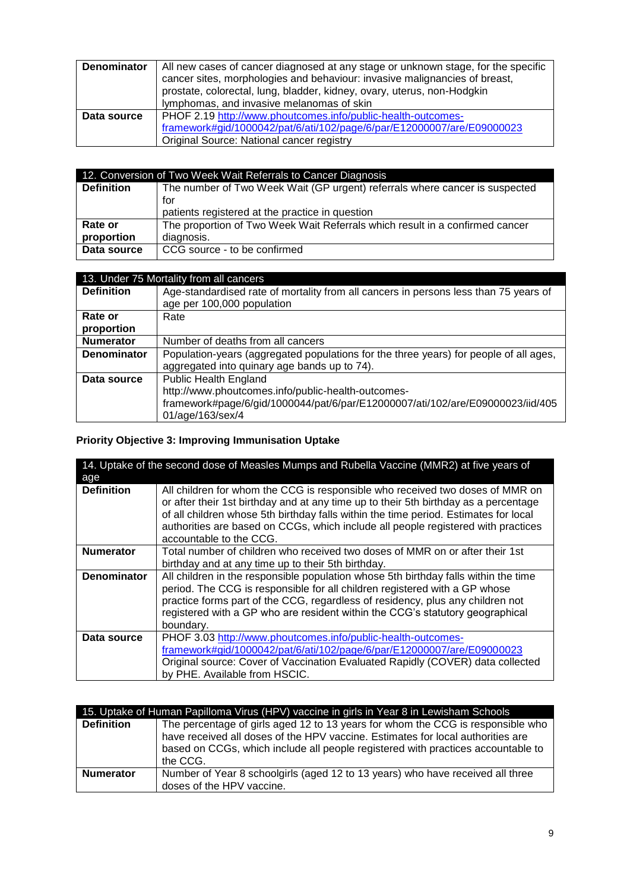| | |
|---|---|
| **Denominator** | All new cases of cancer diagnosed at any stage or unknown stage, for the specific cancer sites, morphologies and behaviour: invasive malignancies of breast, prostate, colorectal, lung, bladder, kidney, ovary, uterus, non-Hodgkin lymphomas, and invasive melanomas of skin |
| **Data source** | PHOF 2.19 http://www.phoutcomes.info/public-health-outcomes-framework#gid/1000042/pat/6/ati/102/page/6/par/E12000007/are/E09000023 Original Source: National cancer registry |

| 12. Conversion of Two Week Wait Referrals to Cancer Diagnosis | |
|---|---|
| **Definition** | The number of Two Week Wait (GP urgent) referrals where cancer is suspected for patients registered at the practice in question |
| **Rate or proportion** | The proportion of Two Week Wait Referrals which result in a confirmed cancer diagnosis. |
| **Data source** | CCG source - to be confirmed |

| 13. Under 75 Mortality from all cancers | |
|---|---|
| **Definition** | Age-standardised rate of mortality from all cancers in persons less than 75 years of age per 100,000 population |
| **Rate or proportion** | Rate |
| **Numerator** | Number of deaths from all cancers |
| **Denominator** | Population-years (aggregated populations for the three years) for people of all ages, aggregated into quinary age bands up to 74). |
| **Data source** | Public Health England http://www.phoutcomes.info/public-health-outcomes-framework#page/6/gid/1000044/pat/6/par/E12000007/ati/102/are/E09000023/iid/40501/age/163/sex/4 |

**Priority Objective 3: Improving Immunisation Uptake**

| 14. Uptake of the second dose of Measles Mumps and Rubella Vaccine (MMR2) at five years of age | |
|---|---|
| **Definition** | All children for whom the CCG is responsible who received two doses of MMR on or after their 1st birthday and at any time up to their 5th birthday as a percentage of all children whose 5th birthday falls within the time period. Estimates for local authorities are based on CCGs, which include all people registered with practices accountable to the CCG. |
| **Numerator** | Total number of children who received two doses of MMR on or after their 1st birthday and at any time up to their 5th birthday. |
| **Denominator** | All children in the responsible population whose 5th birthday falls within the time period. The CCG is responsible for all children registered with a GP whose practice forms part of the CCG, regardless of residency, plus any children not registered with a GP who are resident within the CCG's statutory geographical boundary. |
| **Data source** | PHOF 3.03 http://www.phoutcomes.info/public-health-outcomes-framework#gid/1000042/pat/6/ati/102/page/6/par/E12000007/are/E09000023 Original source: Cover of Vaccination Evaluated Rapidly (COVER) data collected by PHE. Available from HSCIC. |

| 15. Uptake of Human Papilloma Virus (HPV) vaccine in girls in Year 8 in Lewisham Schools | |
|---|---|
| **Definition** | The percentage of girls aged 12 to 13 years for whom the CCG is responsible who have received all doses of the HPV vaccine. Estimates for local authorities are based on CCGs, which include all people registered with practices accountable to the CCG. |
| **Numerator** | Number of Year 8 schoolgirls (aged 12 to 13 years) who have received all three doses of the HPV vaccine. |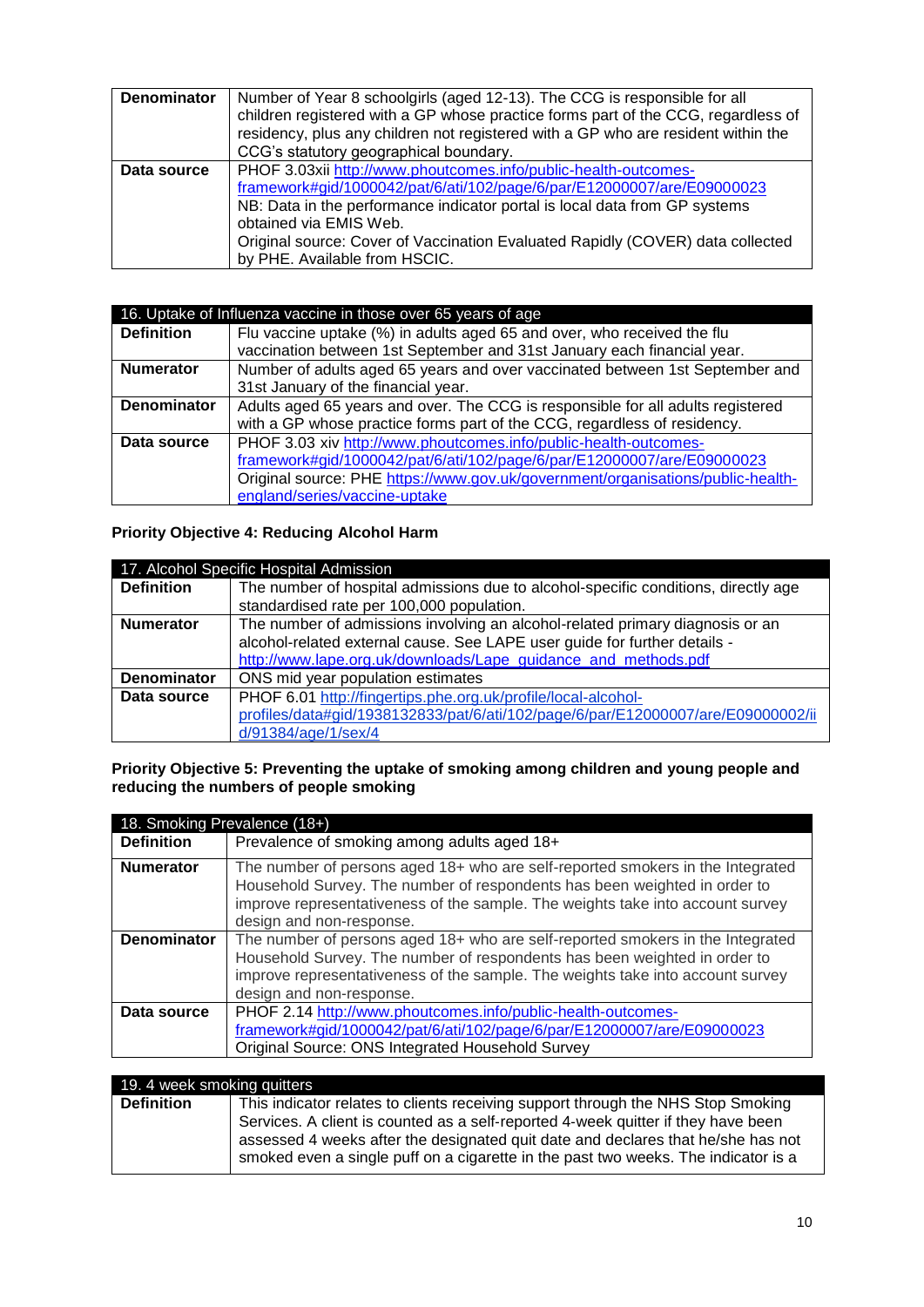| | |
|---|---|
| **Denominator** | Number of Year 8 schoolgirls (aged 12-13). The CCG is responsible for all children registered with a GP whose practice forms part of the CCG, regardless of residency, plus any children not registered with a GP who are resident within the CCG's statutory geographical boundary. |
| **Data source** | PHOF 3.03xii http://www.phoutcomes.info/public-health-outcomes-framework#gid/1000042/pat/6/ati/102/page/6/par/E12000007/are/E09000023 NB: Data in the performance indicator portal is local data from GP systems obtained via EMIS Web. Original source: Cover of Vaccination Evaluated Rapidly (COVER) data collected by PHE. Available from HSCIC. |

| 16. Uptake of Influenza vaccine in those over 65 years of age | |
|---|---|
| **Definition** | Flu vaccine uptake (%) in adults aged 65 and over, who received the flu vaccination between 1st September and 31st January each financial year. |
| **Numerator** | Number of adults aged 65 years and over vaccinated between 1st September and 31st January of the financial year. |
| **Denominator** | Adults aged 65 years and over. The CCG is responsible for all adults registered with a GP whose practice forms part of the CCG, regardless of residency. |
| **Data source** | PHOF 3.03 xiv http://www.phoutcomes.info/public-health-outcomes-framework#gid/1000042/pat/6/ati/102/page/6/par/E12000007/are/E09000023 Original source: PHE https://www.gov.uk/government/organisations/public-health-england/series/vaccine-uptake |

**Priority Objective 4: Reducing Alcohol Harm**

| 17. Alcohol Specific Hospital Admission | |
|---|---|
| **Definition** | The number of hospital admissions due to alcohol-specific conditions, directly age standardised rate per 100,000 population. |
| **Numerator** | The number of admissions involving an alcohol-related primary diagnosis or an alcohol-related external cause. See LAPE user guide for further details - http://www.lape.org.uk/downloads/Lape_guidance_and_methods.pdf |
| **Denominator** | ONS mid year population estimates |
| **Data source** | PHOF 6.01 http://fingertips.phe.org.uk/profile/local-alcohol-profiles/data#gid/1938132833/pat/6/ati/102/page/6/par/E12000007/are/E09000002/iid/91384/age/1/sex/4 |

**Priority Objective 5: Preventing the uptake of smoking among children and young people and reducing the numbers of people smoking**

| 18. Smoking Prevalence (18+) | |
|---|---|
| **Definition** | Prevalence of smoking among adults aged 18+ |
| **Numerator** | The number of persons aged 18+ who are self-reported smokers in the Integrated Household Survey. The number of respondents has been weighted in order to improve representativeness of the sample. The weights take into account survey design and non-response. |
| **Denominator** | The number of persons aged 18+ who are self-reported smokers in the Integrated Household Survey. The number of respondents has been weighted in order to improve representativeness of the sample. The weights take into account survey design and non-response. |
| **Data source** | PHOF 2.14 http://www.phoutcomes.info/public-health-outcomes-framework#gid/1000042/pat/6/ati/102/page/6/par/E12000007/are/E09000023 Original Source: ONS Integrated Household Survey |

| 19. 4 week smoking quitters | |
|---|---|
| **Definition** | This indicator relates to clients receiving support through the NHS Stop Smoking Services. A client is counted as a self-reported 4-week quitter if they have been assessed 4 weeks after the designated quit date and declares that he/she has not smoked even a single puff on a cigarette in the past two weeks. The indicator is a |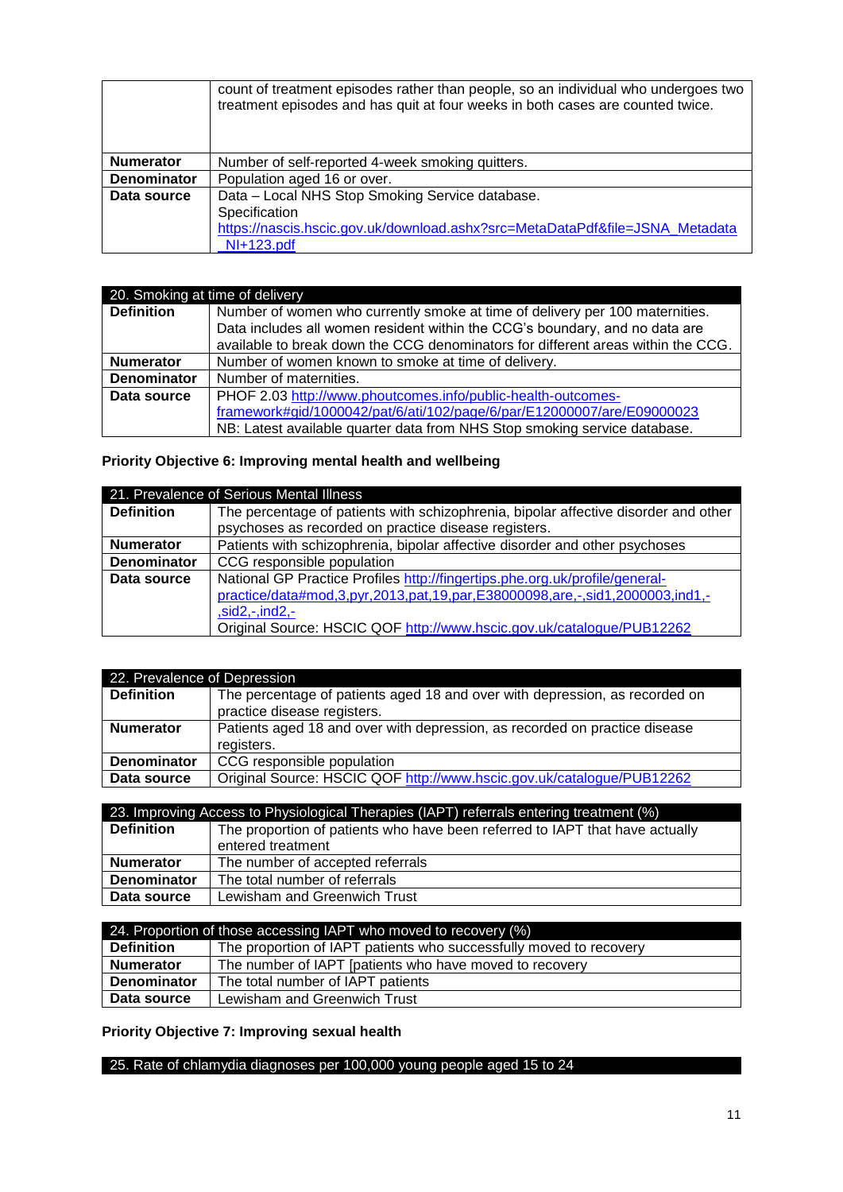| | |
|---|---|
| | count of treatment episodes rather than people, so an individual who undergoes two treatment episodes and has quit at four weeks in both cases are counted twice. |
| **Numerator** | Number of self-reported 4-week smoking quitters. |
| **Denominator** | Population aged 16 or over. |
| **Data source** | Data – Local NHS Stop Smoking Service database. Specification https://nascis.hscic.gov.uk/download.ashx?src=MetaDataPdf&file=JSNA_Metadata_NI+123.pdf |

| 20. Smoking at time of delivery | |
|---|---|
| **Definition** | Number of women who currently smoke at time of delivery per 100 maternities. Data includes all women resident within the CCG's boundary, and no data are available to break down the CCG denominators for different areas within the CCG. |
| **Numerator** | Number of women known to smoke at time of delivery. |
| **Denominator** | Number of maternities. |
| **Data source** | PHOF 2.03 http://www.phoutcomes.info/public-health-outcomes-framework#gid/1000042/pat/6/ati/102/page/6/par/E12000007/are/E09000023 NB: Latest available quarter data from NHS Stop smoking service database. |

**Priority Objective 6: Improving mental health and wellbeing**

| 21. Prevalence of Serious Mental Illness | |
|---|---|
| **Definition** | The percentage of patients with schizophrenia, bipolar affective disorder and other psychoses as recorded on practice disease registers. |
| **Numerator** | Patients with schizophrenia, bipolar affective disorder and other psychoses |
| **Denominator** | CCG responsible population |
| **Data source** | National GP Practice Profiles http://fingertips.phe.org.uk/profile/general-practice/data#mod,3,pyr,2013,pat,19,par,E38000098,are,-,sid1,2000003,ind1,-,sid2,-,ind2,- Original Source: HSCIC QOF http://www.hscic.gov.uk/catalogue/PUB12262 |

| 22. Prevalence of Depression | |
|---|---|
| **Definition** | The percentage of patients aged 18 and over with depression, as recorded on practice disease registers. |
| **Numerator** | Patients aged 18 and over with depression, as recorded on practice disease registers. |
| **Denominator** | CCG responsible population |
| **Data source** | Original Source: HSCIC QOF http://www.hscic.gov.uk/catalogue/PUB12262 |

| 23. Improving Access to Physiological Therapies (IAPT) referrals entering treatment (%) | |
|---|---|
| **Definition** | The proportion of patients who have been referred to IAPT that have actually entered treatment |
| **Numerator** | The number of accepted referrals |
| **Denominator** | The total number of referrals |
| **Data source** | Lewisham and Greenwich Trust |

| 24. Proportion of those accessing IAPT who moved to recovery (%) | |
|---|---|
| **Definition** | The proportion of IAPT patients who successfully moved to recovery |
| **Numerator** | The number of IAPT [patients who have moved to recovery |
| **Denominator** | The total number of IAPT patients |
| **Data source** | Lewisham and Greenwich Trust |

**Priority Objective 7: Improving sexual health**

| 25. Rate of chlamydia diagnoses per 100,000 young people aged 15 to 24 |
|---|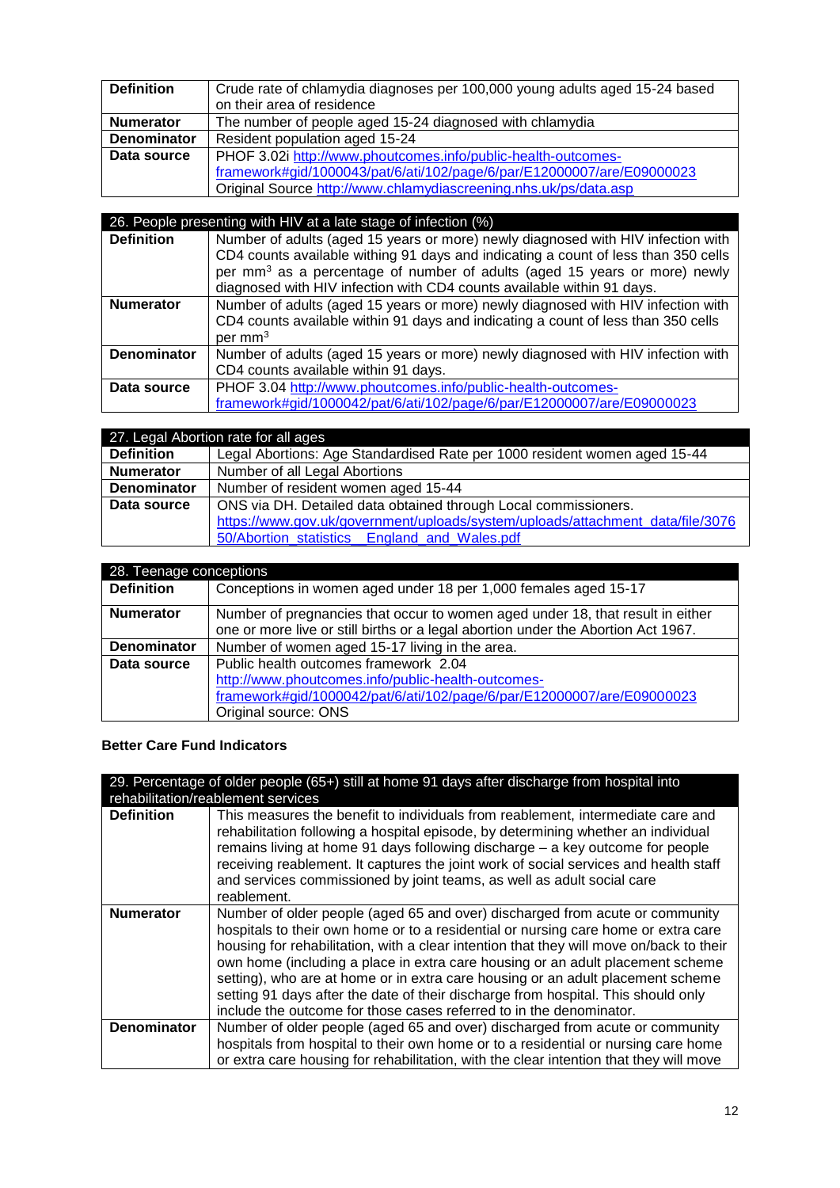| Definition | Crude rate of chlamydia diagnoses per 100,000 young adults aged 15-24 based on their area of residence |
|---|---|
| Numerator | The number of people aged 15-24 diagnosed with chlamydia |
| Denominator | Resident population aged 15-24 |
| Data source | PHOF 3.02i http://www.phoutcomes.info/public-health-outcomes-framework#gid/1000043/pat/6/ati/102/page/6/par/E12000007/are/E09000023 Original Source http://www.chlamydiascreening.nhs.uk/ps/data.asp |

| 26. People presenting with HIV at a late stage of infection (%) | |
|---|---|
| Definition | Number of adults (aged 15 years or more) newly diagnosed with HIV infection with CD4 counts available withing 91 days and indicating a count of less than 350 cells per $mm^3$ as a percentage of number of adults (aged 15 years or more) newly diagnosed with HIV infection with CD4 counts available within 91 days. |
| Numerator | Number of adults (aged 15 years or more) newly diagnosed with HIV infection with CD4 counts available within 91 days and indicating a count of less than 350 cells per $mm^3$ |
| Denominator | Number of adults (aged 15 years or more) newly diagnosed with HIV infection with CD4 counts available within 91 days. |
| Data source | PHOF 3.04 http://www.phoutcomes.info/public-health-outcomes-framework#gid/1000042/pat/6/ati/102/page/6/par/E12000007/are/E09000023 |

| 27. Legal Abortion rate for all ages | |
|---|---|
| Definition | Legal Abortions: Age Standardised Rate per 1000 resident women aged 15-44 |
| Numerator | Number of all Legal Abortions |
| Denominator | Number of resident women aged 15-44 |
| Data source | ONS via DH. Detailed data obtained through Local commissioners. https://www.gov.uk/government/uploads/system/uploads/attachment_data/file/307650/Abortion_statistics__England_and_Wales.pdf |

| 28. Teenage conceptions | |
|---|---|
| Definition | Conceptions in women aged under 18 per 1,000 females aged 15-17 |
| Numerator | Number of pregnancies that occur to women aged under 18, that result in either one or more live or still births or a legal abortion under the Abortion Act 1967. |
| Denominator | Number of women aged 15-17 living in the area. |
| Data source | Public health outcomes framework 2.04 http://www.phoutcomes.info/public-health-outcomes-framework#gid/1000042/pat/6/ati/102/page/6/par/E12000007/are/E09000023 Original source: ONS |

**Better Care Fund Indicators**

| 29. Percentage of older people (65+) still at home 91 days after discharge from hospital into rehabilitation/reablement services | |
|---|---|
| Definition | This measures the benefit to individuals from reablement, intermediate care and rehabilitation following a hospital episode, by determining whether an individual remains living at home 91 days following discharge – a key outcome for people receiving reablement. It captures the joint work of social services and health staff and services commissioned by joint teams, as well as adult social care reablement. |
| Numerator | Number of older people (aged 65 and over) discharged from acute or community hospitals to their own home or to a residential or nursing care home or extra care housing for rehabilitation, with a clear intention that they will move on/back to their own home (including a place in extra care housing or an adult placement scheme setting), who are at home or in extra care housing or an adult placement scheme setting 91 days after the date of their discharge from hospital. This should only include the outcome for those cases referred to in the denominator. |
| Denominator | Number of older people (aged 65 and over) discharged from acute or community hospitals from hospital to their own home or to a residential or nursing care home or extra care housing for rehabilitation, with the clear intention that they will move |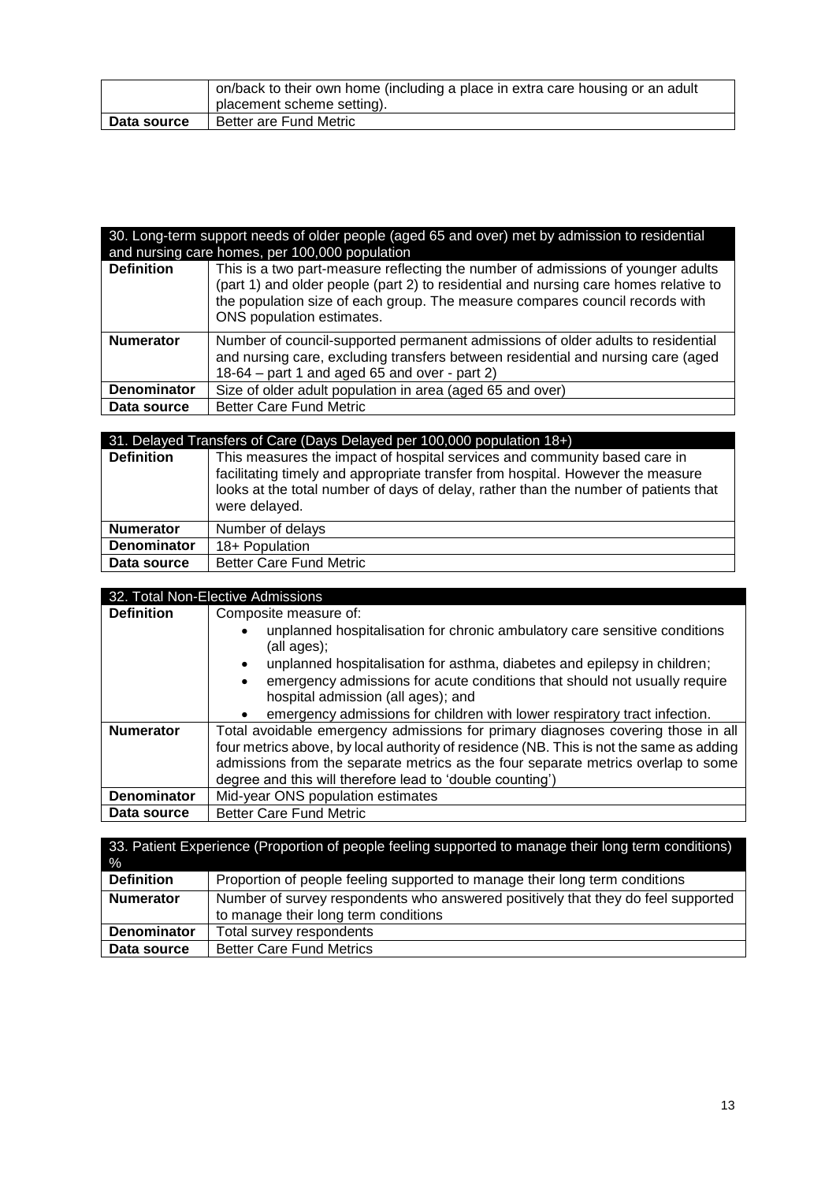| | |
|---|---|
| | on/back to their own home (including a place in extra care housing or an adult placement scheme setting). |
| **Data source** | Better are Fund Metric |

| 30. Long-term support needs of older people (aged 65 and over) met by admission to residential and nursing care homes, per 100,000 population | |
|---|---|
| **Definition** | This is a two part-measure reflecting the number of admissions of younger adults (part 1) and older people (part 2) to residential and nursing care homes relative to the population size of each group. The measure compares council records with ONS population estimates. |
| **Numerator** | Number of council-supported permanent admissions of older adults to residential and nursing care, excluding transfers between residential and nursing care (aged 18-64 – part 1 and aged 65 and over - part 2) |
| **Denominator** | Size of older adult population in area (aged 65 and over) |
| **Data source** | Better Care Fund Metric |

| 31. Delayed Transfers of Care (Days Delayed per 100,000 population 18+) | |
|---|---|
| **Definition** | This measures the impact of hospital services and community based care in facilitating timely and appropriate transfer from hospital. However the measure looks at the total number of days of delay, rather than the number of patients that were delayed. |
| **Numerator** | Number of delays |
| **Denominator** | 18+ Population |
| **Data source** | Better Care Fund Metric |

| 32. Total Non-Elective Admissions | |
|---|---|
| **Definition** | Composite measure of: <br>• unplanned hospitalisation for chronic ambulatory care sensitive conditions (all ages); <br>• unplanned hospitalisation for asthma, diabetes and epilepsy in children; <br>• emergency admissions for acute conditions that should not usually require hospital admission (all ages); and <br>• emergency admissions for children with lower respiratory tract infection. |
| **Numerator** | Total avoidable emergency admissions for primary diagnoses covering those in all four metrics above, by local authority of residence (NB. This is not the same as adding admissions from the separate metrics as the four separate metrics overlap to some degree and this will therefore lead to 'double counting') |
| **Denominator** | Mid-year ONS population estimates |
| **Data source** | Better Care Fund Metric |

| 33. Patient Experience (Proportion of people feeling supported to manage their long term conditions) % | |
|---|---|
| **Definition** | Proportion of people feeling supported to manage their long term conditions |
| **Numerator** | Number of survey respondents who answered positively that they do feel supported to manage their long term conditions |
| **Denominator** | Total survey respondents |
| **Data source** | Better Care Fund Metrics |